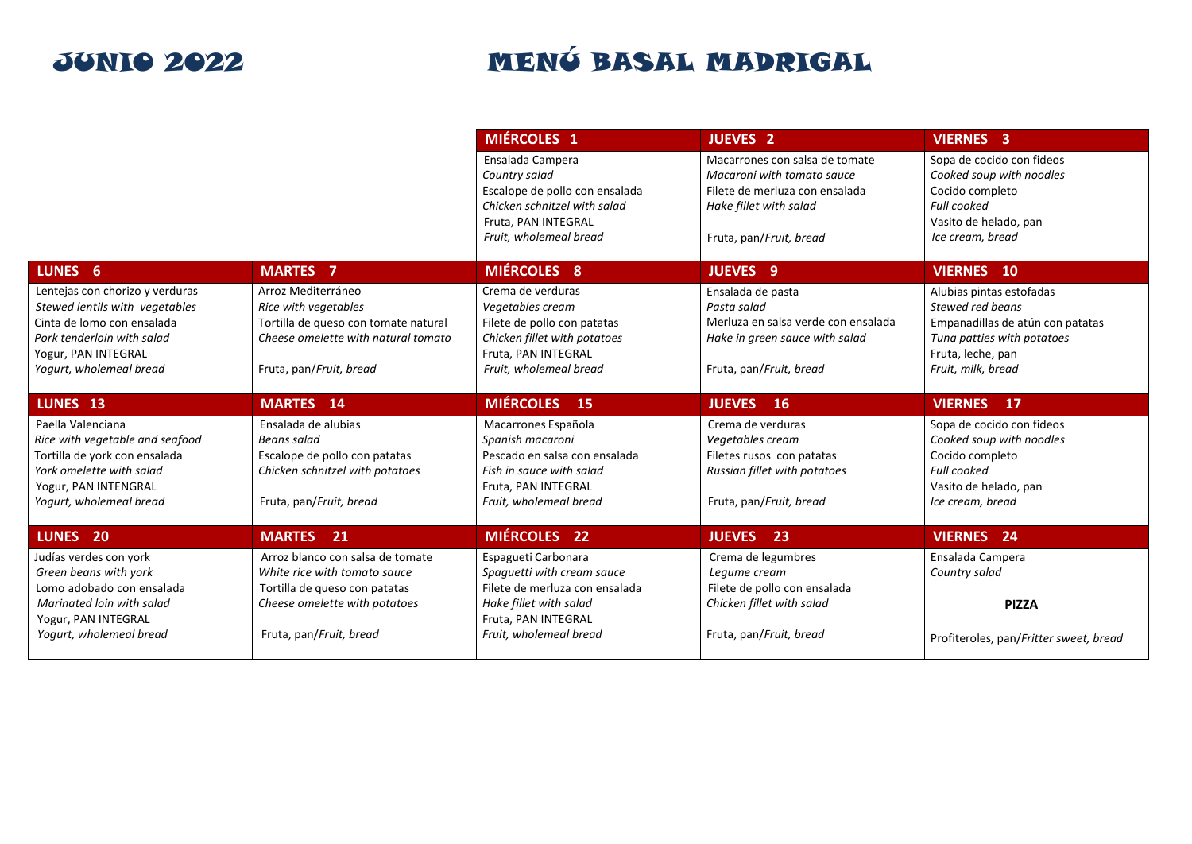# JUNIO 2022

# MENÚ BASAL MADRIGAL

| LUNES | MARTES | MIÉRCOLES | JUEVES | VIERNES |
|---|---|---|---|---|
| | | **MIÉRCOLES 1** | **JUEVES 2** | **VIERNES 3** |
| | | Ensalada Campera<br>*Country salad*<br>Escalope de pollo con ensalada<br>*Chicken schnitzel with salad*<br>Fruta, PAN INTEGRAL<br>*Fruit, wholemeal bread* | Macarrones con salsa de tomate<br>*Macaroni with tomato sauce*<br>Filete de merluza con ensalada<br>*Hake fillet with salad*<br>Fruta, pan/*Fruit, bread* | Sopa de cocido con fideos<br>*Cooked soup with noodles*<br>Cocido completo<br>*Full cooked*<br>Vasito de helado, pan<br>*Ice cream, bread* |
| **LUNES 6** | **MARTES 7** | **MIÉRCOLES 8** | **JUEVES 9** | **VIERNES 10** |
| Lentejas con chorizo y verduras<br>*Stewed lentils with vegetables*<br>Cinta de lomo con ensalada<br>*Pork tenderloin with salad*<br>Yogur, PAN INTEGRAL<br>*Yogurt, wholemeal bread* | Arroz Mediterráneo<br>*Rice with vegetables*<br>Tortilla de queso con tomate natural<br>*Cheese omelette with natural tomato*<br>Fruta, pan/*Fruit, bread* | Crema de verduras<br>*Vegetables cream*<br>Filete de pollo con patatas<br>*Chicken fillet with potatoes*<br>Fruta, PAN INTEGRAL<br>*Fruit, wholemeal bread* | Ensalada de pasta<br>*Pasta salad*<br>Merluza en salsa verde con ensalada<br>*Hake in green sauce with salad*<br>Fruta, pan/*Fruit, bread* | Alubias pintas estofadas<br>*Stewed red beans*<br>Empanadillas de atún con patatas<br>*Tuna patties with potatoes*<br>Fruta, leche, pan<br>*Fruit, milk, bread* |
| **LUNES 13** | **MARTES 14** | **MIÉRCOLES 15** | **JUEVES 16** | **VIERNES 17** |
| Paella Valenciana<br>*Rice with vegetable and seafood*<br>Tortilla de york con ensalada<br>*York omelette with salad*<br>Yogur, PAN INTENGRAL<br>*Yogurt, wholemeal bread* | Ensalada de alubias<br>*Beans salad*<br>Escalope de pollo con patatas<br>*Chicken schnitzel with potatoes*<br>Fruta, pan/*Fruit, bread* | Macarrones Española<br>*Spanish macaroni*<br>Pescado en salsa con ensalada<br>*Fish in sauce with salad*<br>Fruta, PAN INTEGRAL<br>*Fruit, wholemeal bread* | Crema de verduras<br>*Vegetables cream*<br>Filetes rusos con patatas<br>*Russian fillet with potatoes*<br>Fruta, pan/*Fruit, bread* | Sopa de cocido con fideos<br>*Cooked soup with noodles*<br>Cocido completo<br>*Full cooked*<br>Vasito de helado, pan<br>*Ice cream, bread* |
| **LUNES 20** | **MARTES 21** | **MIÉRCOLES 22** | **JUEVES 23** | **VIERNES 24** |
| Judías verdes con york<br>*Green beans with york*<br>Lomo adobado con ensalada<br>*Marinated loin with salad*<br>Yogur, PAN INTEGRAL<br>*Yogurt, wholemeal bread* | Arroz blanco con salsa de tomate<br>*White rice with tomato sauce*<br>Tortilla de queso con patatas<br>*Cheese omelette with potatoes*<br>Fruta, pan/*Fruit, bread* | Espagueti Carbonara<br>*Spaguetti with cream sauce*<br>Filete de merluza con ensalada<br>*Hake fillet with salad*<br>Fruta, PAN INTEGRAL<br>*Fruit, wholemeal bread* | Crema de legumbres<br>*Legume cream*<br>Filete de pollo con ensalada<br>*Chicken fillet with salad*<br>Fruta, pan/*Fruit, bread* | Ensalada Campera<br>*Country salad*<br>**PIZZA**<br>Profiteroles, pan/*Fritter sweet, bread* |